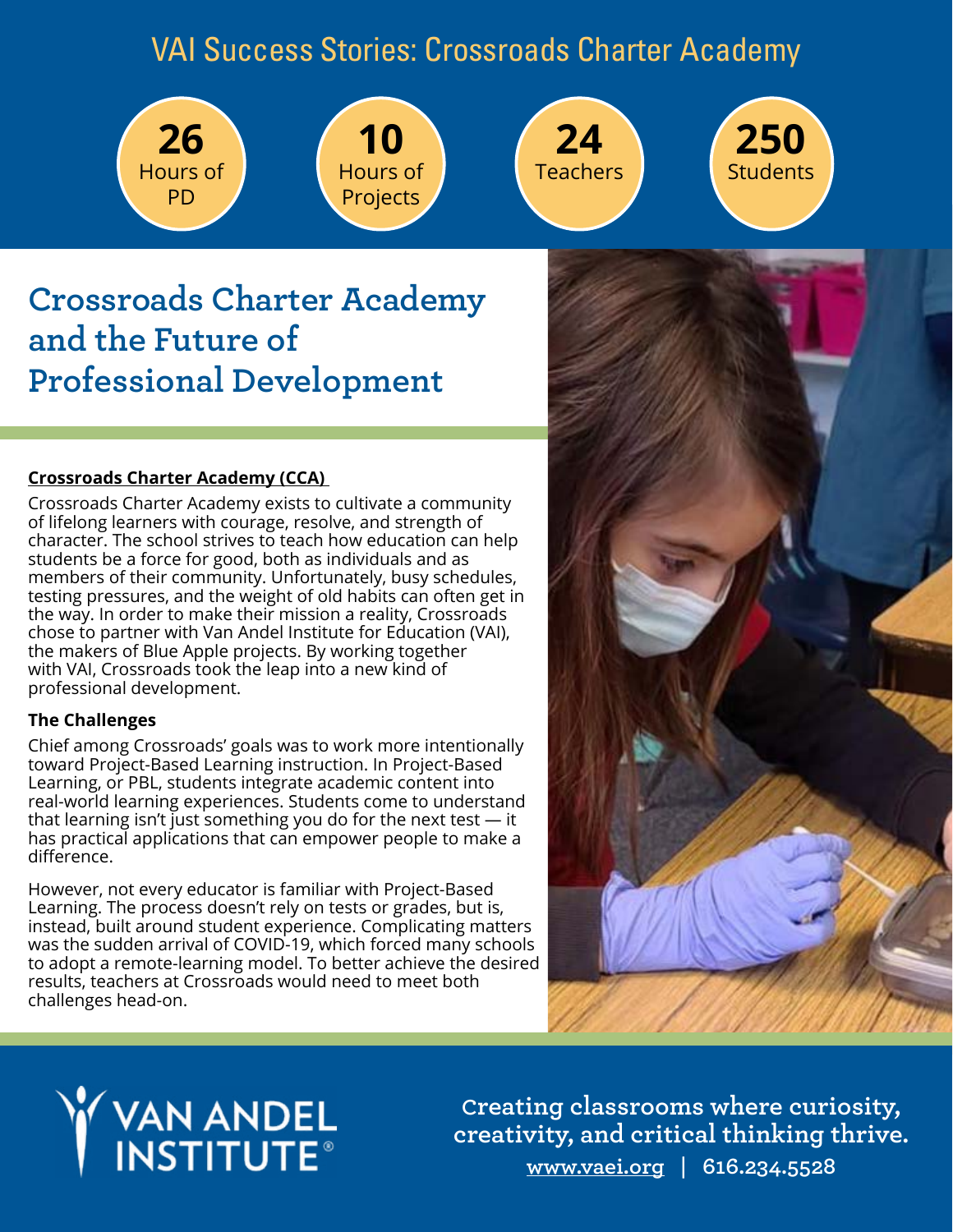# VAI Success Stories: Crossroads Charter Academy

**26** Hours of PD

**10** Hours of Projects

**24** Teachers

**250** Students

## Crossroads Charter Academy and the Future of Professional Development

**Crossroads Charter Academy (CCA)**

Crossroads Charter Academy exists to cultivate a community of lifelong learners with courage, resolve, and strength of character. The school strives to teach how education can help students be a force for good, both as individuals and as members of their community. Unfortunately, busy schedules, testing pressures, and the weight of old habits can often get in the way. In order to make their mission a reality, Crossroads chose to partner with Van Andel Institute for Education (VAI), the makers of Blue Apple projects. By working together with VAI, Crossroads took the leap into a new kind of professional development.

### The Challenges

Chief among Crossroads' goals was to work more intentionally toward Project-Based Learning instruction. In Project-Based Learning, or PBL, students integrate academic content into real-world learning experiences. Students come to understand that learning isn't just something you do for the next test — it has practical applications that can empower people to make a difference.

However, not every educator is familiar with Project-Based Learning. The process doesn't rely on tests or grades, but is, instead, built around student experience. Complicating matters was the sudden arrival of COVID-19, which forced many schools to adopt a remote-learning model. To better achieve the desired results, teachers at Crossroads would need to meet both challenges head-on.

VAN ANDEL INSTITUTE®

Creating classrooms where curiosity, creativity, and critical thinking thrive.

www.vaei.org | 616.234.5528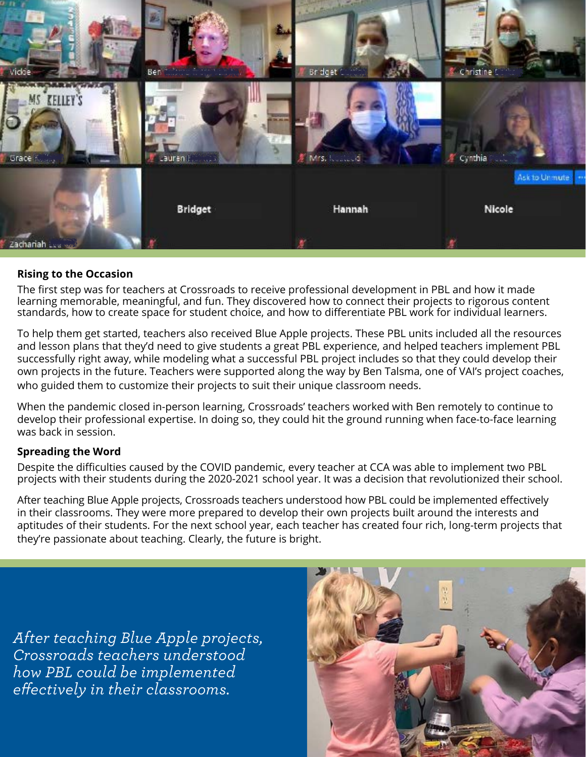## Rising to the Occasion

The first step was for teachers at Crossroads to receive professional development in PBL and how it made learning memorable, meaningful, and fun. They discovered how to connect their projects to rigorous content standards, how to create space for student choice, and how to differentiate PBL work for individual learners.

To help them get started, teachers also received Blue Apple projects. These PBL units included all the resources and lesson plans that they'd need to give students a great PBL experience, and helped teachers implement PBL successfully right away, while modeling what a successful PBL project includes so that they could develop their own projects in the future. Teachers were supported along the way by Ben Talsma, one of VAI's project coaches, who guided them to customize their projects to suit their unique classroom needs.

When the pandemic closed in-person learning, Crossroads' teachers worked with Ben remotely to continue to develop their professional expertise. In doing so, they could hit the ground running when face-to-face learning was back in session.

## Spreading the Word

Despite the difficulties caused by the COVID pandemic, every teacher at CCA was able to implement two PBL projects with their students during the 2020-2021 school year. It was a decision that revolutionized their school.

After teaching Blue Apple projects, Crossroads teachers understood how PBL could be implemented effectively in their classrooms. They were more prepared to develop their own projects built around the interests and aptitudes of their students. For the next school year, each teacher has created four rich, long-term projects that they're passionate about teaching. Clearly, the future is bright.

*After teaching Blue Apple projects, Crossroads teachers understood how PBL could be implemented effectively in their classrooms.*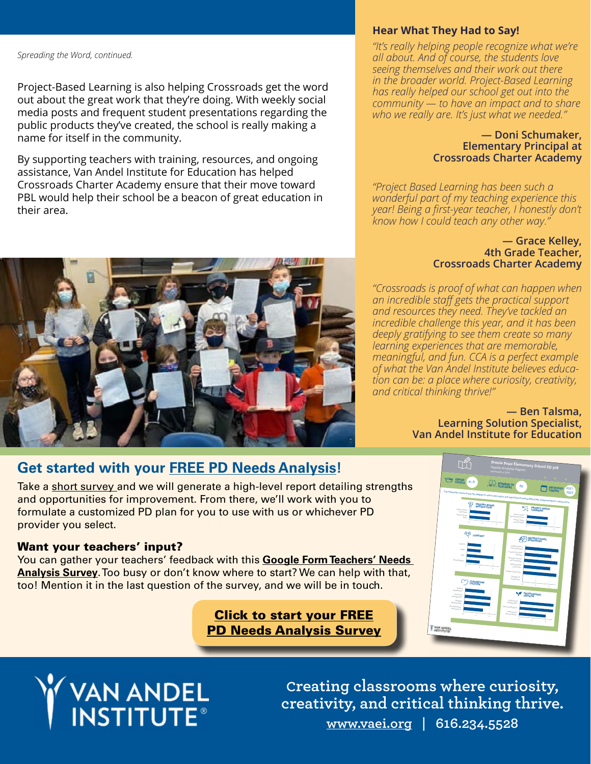*Spreading the Word, continued.*

Project-Based Learning is also helping Crossroads get the word out about the great work that they're doing. With weekly social media posts and frequent student presentations regarding the public products they've created, the school is really making a name for itself in the community.

By supporting teachers with training, resources, and ongoing assistance, Van Andel Institute for Education has helped Crossroads Charter Academy ensure that their move toward PBL would help their school be a beacon of great education in their area.

## Hear What They Had to Say!

*"It's really helping people recognize what we're all about. And of course, the students love seeing themselves and their work out there in the broader world. Project-Based Learning has really helped our school get out into the community — to have an impact and to share who we really are. It's just what we needed."*

**— Doni Schumaker, Elementary Principal at Crossroads Charter Academy**

*"Project Based Learning has been such a wonderful part of my teaching experience this year! Being a first-year teacher, I honestly don't know how I could teach any other way."*

**— Grace Kelley, 4th Grade Teacher, Crossroads Charter Academy**

*"Crossroads is proof of what can happen when an incredible staff gets the practical support and resources they need. They've tackled an incredible challenge this year, and it has been deeply gratifying to see them create so many learning experiences that are memorable, meaningful, and fun. CCA is a perfect example of what the Van Andel Institute believes education can be: a place where curiosity, creativity, and critical thinking thrive!"*

**— Ben Talsma, Learning Solution Specialist, Van Andel Institute for Education**

## Get started with your FREE PD Needs Analysis!

Take a short survey and we will generate a high-level report detailing strengths and opportunities for improvement. From there, we'll work with you to formulate a customized PD plan for you to use with us or whichever PD provider you select.

### Want your teachers' input?

You can gather your teachers' feedback with this **Google Form Teachers' Needs Analysis Survey**. Too busy or don't know where to start? We can help with that, too! Mention it in the last question of the survey, and we will be in touch.

**Click to start your FREE PD Needs Analysis Survey**

VAN ANDEL INSTITUTE®

Creating classrooms where curiosity, creativity, and critical thinking thrive.

www.vaei.org | 616.234.5528